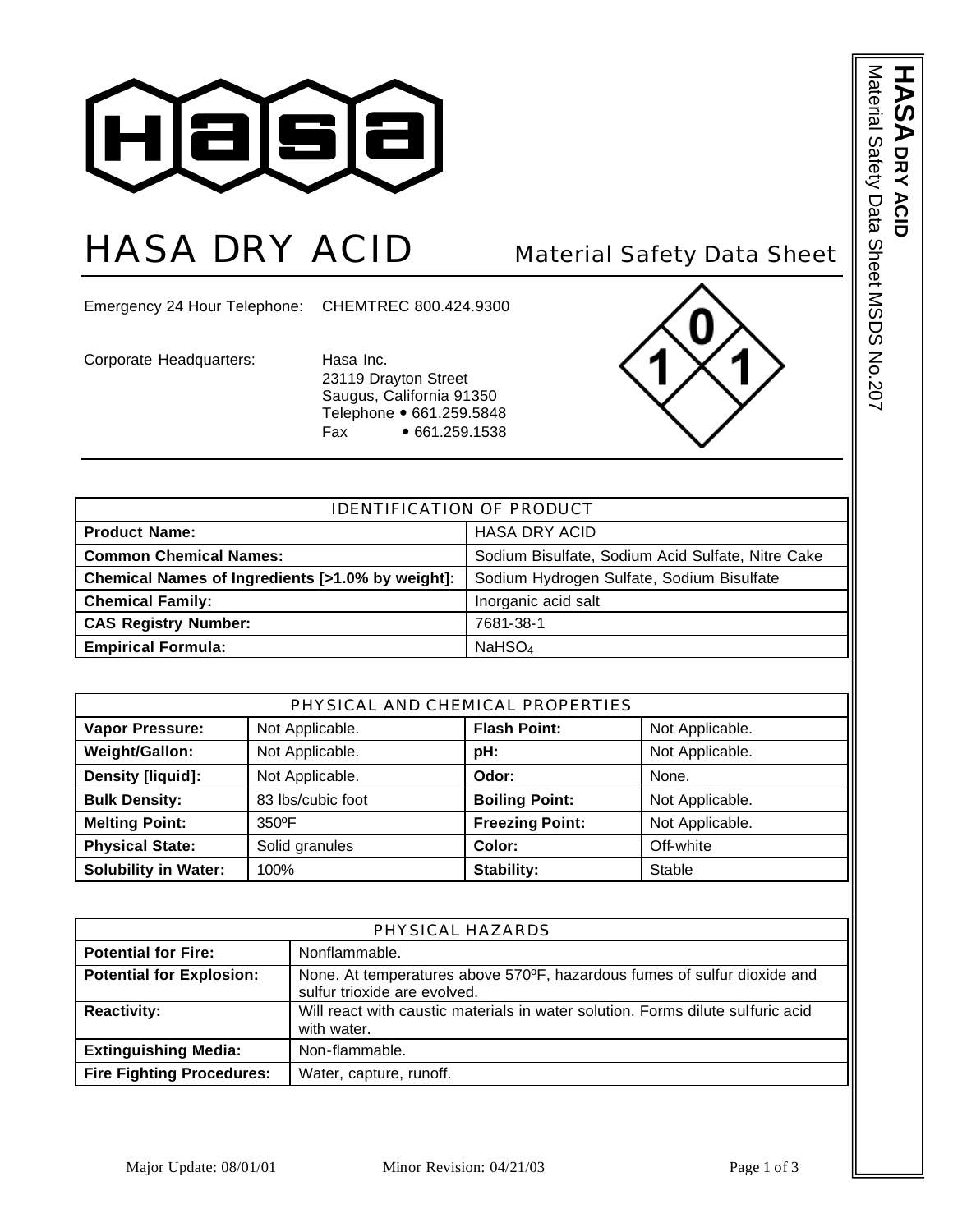# HASA DRY ACID

## Material Safety Data Sheet

Emergency 24 Hour Telephone: CHEMTREC 800.424.9300

Corporate Headquarters: Hasa Inc.
23119 Drayton Street
Saugus, California 91350
Telephone • 661.259.5848
Fax • 661.259.1538

| IDENTIFICATION OF PRODUCT | |
|---|---|
| **Product Name:** | HASA DRY ACID |
| **Common Chemical Names:** | Sodium Bisulfate, Sodium Acid Sulfate, Nitre Cake |
| **Chemical Names of Ingredients [>1.0% by weight]:** | Sodium Hydrogen Sulfate, Sodium Bisulfate |
| **Chemical Family:** | Inorganic acid salt |
| **CAS Registry Number:** | 7681-38-1 |
| **Empirical Formula:** | $NaHSO_4$ |

| PHYSICAL AND CHEMICAL PROPERTIES | | | |
|---|---|---|---|
| **Vapor Pressure:** | Not Applicable. | **Flash Point:** | Not Applicable. |
| **Weight/Gallon:** | Not Applicable. | **pH:** | Not Applicable. |
| **Density [liquid]:** | Not Applicable. | **Odor:** | None. |
| **Bulk Density:** | 83 lbs/cubic foot | **Boiling Point:** | Not Applicable. |
| **Melting Point:** | 350ºF | **Freezing Point:** | Not Applicable. |
| **Physical State:** | Solid granules | **Color:** | Off-white |
| **Solubility in Water:** | 100% | **Stability:** | Stable |

| PHYSICAL HAZARDS | |
|---|---|
| **Potential for Fire:** | Nonflammable. |
| **Potential for Explosion:** | None. At temperatures above 570ºF, hazardous fumes of sulfur dioxide and sulfur trioxide are evolved. |
| **Reactivity:** | Will react with caustic materials in water solution. Forms dilute sulfuric acid with water. |
| **Extinguishing Media:** | Non-flammable. |
| **Fire Fighting Procedures:** | Water, capture, runoff. |

Major Update: 08/01/01 Minor Revision: 04/21/03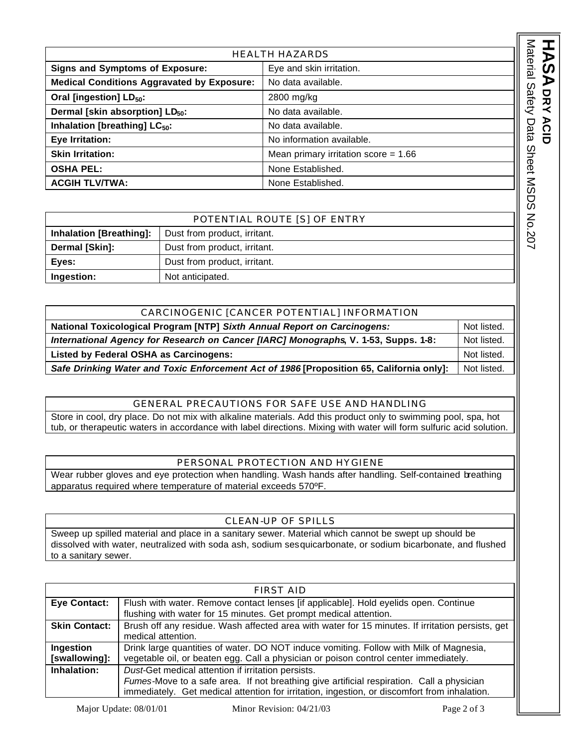| HEALTH HAZARDS | |
|---|---|
| **Signs and Symptoms of Exposure:** | Eye and skin irritation. |
| **Medical Conditions Aggravated by Exposure:** | No data available. |
| **Oral [ingestion] $LD_{50}$:** | 2800 mg/kg |
| **Dermal [skin absorption] $LD_{50}$:** | No data available. |
| **Inhalation [breathing] $LC_{50}$:** | No data available. |
| **Eye Irritation:** | No information available. |
| **Skin Irritation:** | Mean primary irritation score = 1.66 |
| **OSHA PEL:** | None Established. |
| **ACGIH TLV/TWA:** | None Established. |

| POTENTIAL ROUTE [S] OF ENTRY | |
|---|---|
| **Inhalation [Breathing]:** | Dust from product, irritant. |
| **Dermal [Skin]:** | Dust from product, irritant. |
| **Eyes:** | Dust from product, irritant. |
| **Ingestion:** | Not anticipated. |

| CARCINOGENIC [CANCER POTENTIAL] INFORMATION | |
|---|---|
| **National Toxicological Program [NTP] *Sixth Annual Report on Carcinogens:*** | Not listed. |
| ***International Agency for Research on Cancer [IARC] Monographs*, V. 1-53, Supps. 1-8:** | Not listed. |
| **Listed by Federal OSHA as Carcinogens:** | Not listed. |
| ***Safe Drinking Water and Toxic Enforcement Act of 1986* [Proposition 65, California only]:** | Not listed. |

## GENERAL PRECAUTIONS FOR SAFE USE AND HANDLING

Store in cool, dry place. Do not mix with alkaline materials. Add this product only to swimming pool, spa, hot tub, or therapeutic waters in accordance with label directions. Mixing with water will form sulfuric acid solution.

## PERSONAL PROTECTION AND HYGIENE

Wear rubber gloves and eye protection when handling. Wash hands after handling. Self-contained breathing apparatus required where temperature of material exceeds 570ºF.

## CLEAN-UP OF SPILLS

Sweep up spilled material and place in a sanitary sewer. Material which cannot be swept up should be dissolved with water, neutralized with soda ash, sodium sesquicarbonate, or sodium bicarbonate, and flushed to a sanitary sewer.

| FIRST AID | |
|---|---|
| **Eye Contact:** | Flush with water. Remove contact lenses [if applicable]. Hold eyelids open. Continue flushing with water for 15 minutes. Get prompt medical attention. |
| **Skin Contact:** | Brush off any residue. Wash affected area with water for 15 minutes. If irritation persists, get medical attention. |
| **Ingestion [swallowing]:** | Drink large quantities of water. DO NOT induce vomiting. Follow with Milk of Magnesia, vegetable oil, or beaten egg. Call a physician or poison control center immediately. |
| **Inhalation:** | *Dust*-Get medical attention if irritation persists. *Fumes*-Move to a safe area. If not breathing give artificial respiration. Call a physician immediately. Get medical attention for irritation, ingestion, or discomfort from inhalation. |

Major Update: 08/01/01 Minor Revision: 04/21/03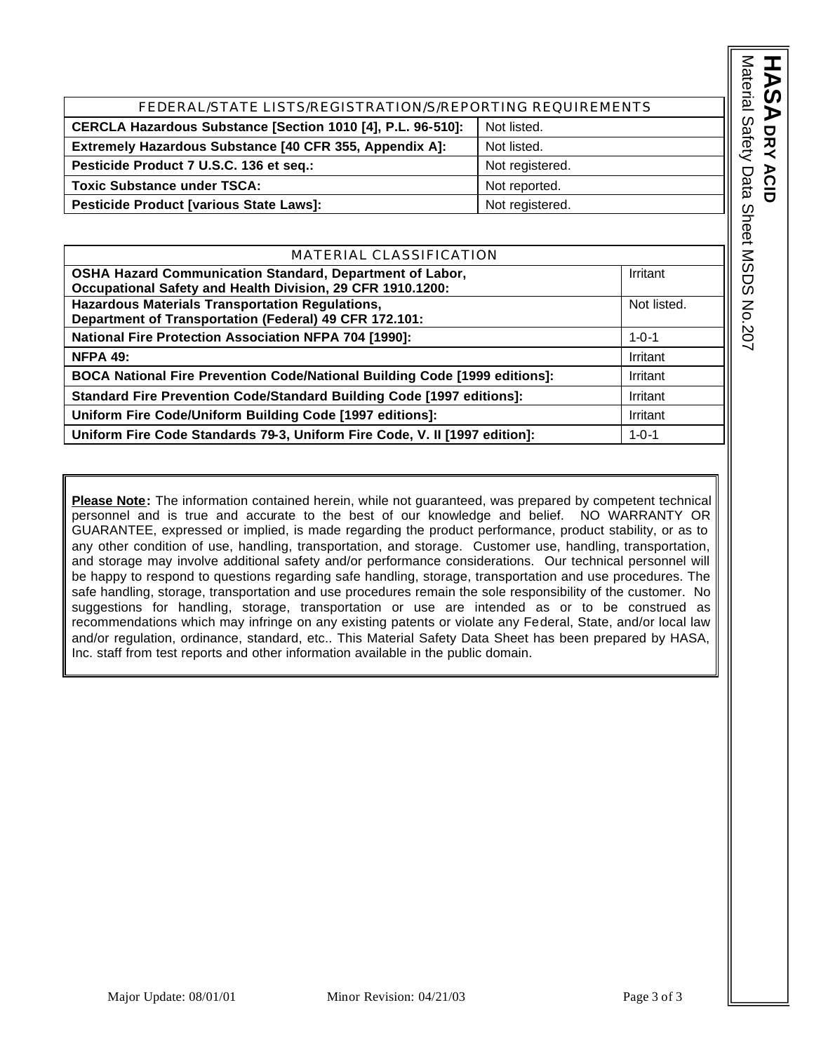| FEDERAL/STATE LISTS/REGISTRATION/S/REPORTING REQUIREMENTS | |
| --- | --- |
| **CERCLA Hazardous Substance [Section 1010 [4], P.L. 96-510]:** | Not listed. |
| **Extremely Hazardous Substance [40 CFR 355, Appendix A]:** | Not listed. |
| **Pesticide Product 7 U.S.C. 136 et seq.:** | Not registered. |
| **Toxic Substance under TSCA:** | Not reported. |
| **Pesticide Product [various State Laws]:** | Not registered. |

| MATERIAL CLASSIFICATION | |
| --- | --- |
| **OSHA Hazard Communication Standard, Department of Labor, Occupational Safety and Health Division, 29 CFR 1910.1200:** | Irritant |
| **Hazardous Materials Transportation Regulations, Department of Transportation (Federal) 49 CFR 172.101:** | Not listed. |
| **National Fire Protection Association NFPA 704 [1990]:** | 1-0-1 |
| **NFPA 49:** | Irritant |
| **BOCA National Fire Prevention Code/National Building Code [1999 editions]:** | Irritant |
| **Standard Fire Prevention Code/Standard Building Code [1997 editions]:** | Irritant |
| **Uniform Fire Code/Uniform Building Code [1997 editions]:** | Irritant |
| **Uniform Fire Code Standards 79-3, Uniform Fire Code, V. II [1997 edition]:** | 1-0-1 |

**Please Note:** The information contained herein, while not guaranteed, was prepared by competent technical personnel and is true and accurate to the best of our knowledge and belief. NO WARRANTY OR GUARANTEE, expressed or implied, is made regarding the product performance, product stability, or as to any other condition of use, handling, transportation, and storage. Customer use, handling, transportation, and storage may involve additional safety and/or performance considerations. Our technical personnel will be happy to respond to questions regarding safe handling, storage, transportation and use procedures. The safe handling, storage, transportation and use procedures remain the sole responsibility of the customer. No suggestions for handling, storage, transportation or use are intended as or to be construed as recommendations which may infringe on any existing patents or violate any Federal, State, and/or local law and/or regulation, ordinance, standard, etc.. This Material Safety Data Sheet has been prepared by HASA, Inc. staff from test reports and other information available in the public domain.

Major Update: 08/01/01 Minor Revision: 04/21/03